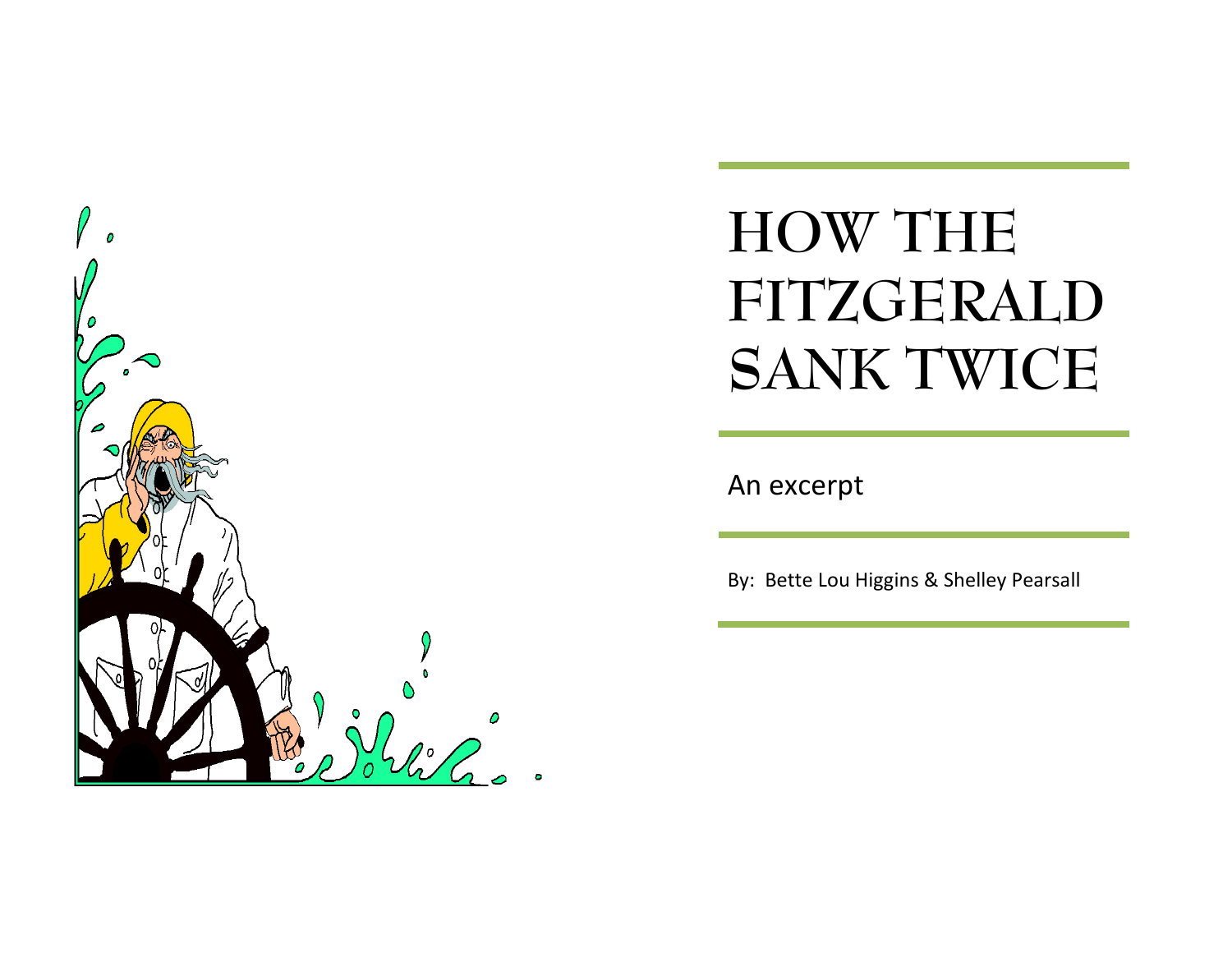# HOW THE FITZGERALD SANK TWICE

An excerpt

By: Bette Lou Higgins & Shelley Pearsall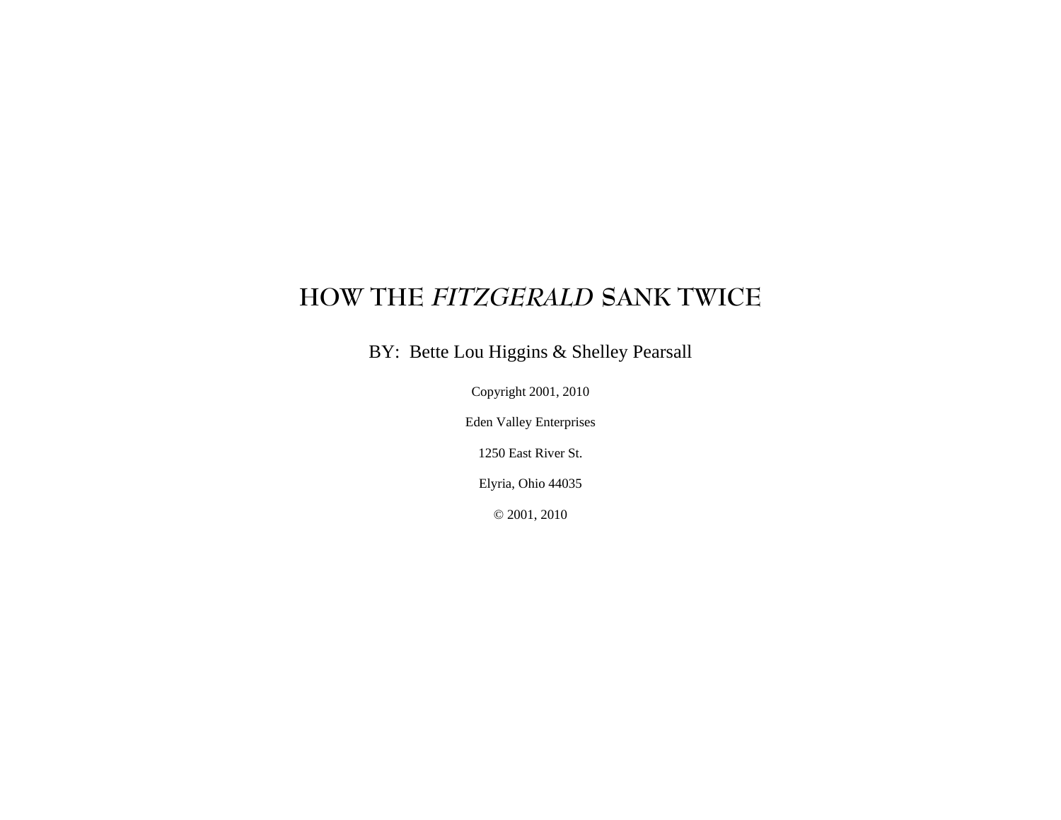# HOW THE *FITZGERALD* SANK TWICE

BY: Bette Lou Higgins & Shelley Pearsall

Copyright 2001, 2010

Eden Valley Enterprises

1250 East River St.

Elyria, Ohio 44035

© 2001, 2010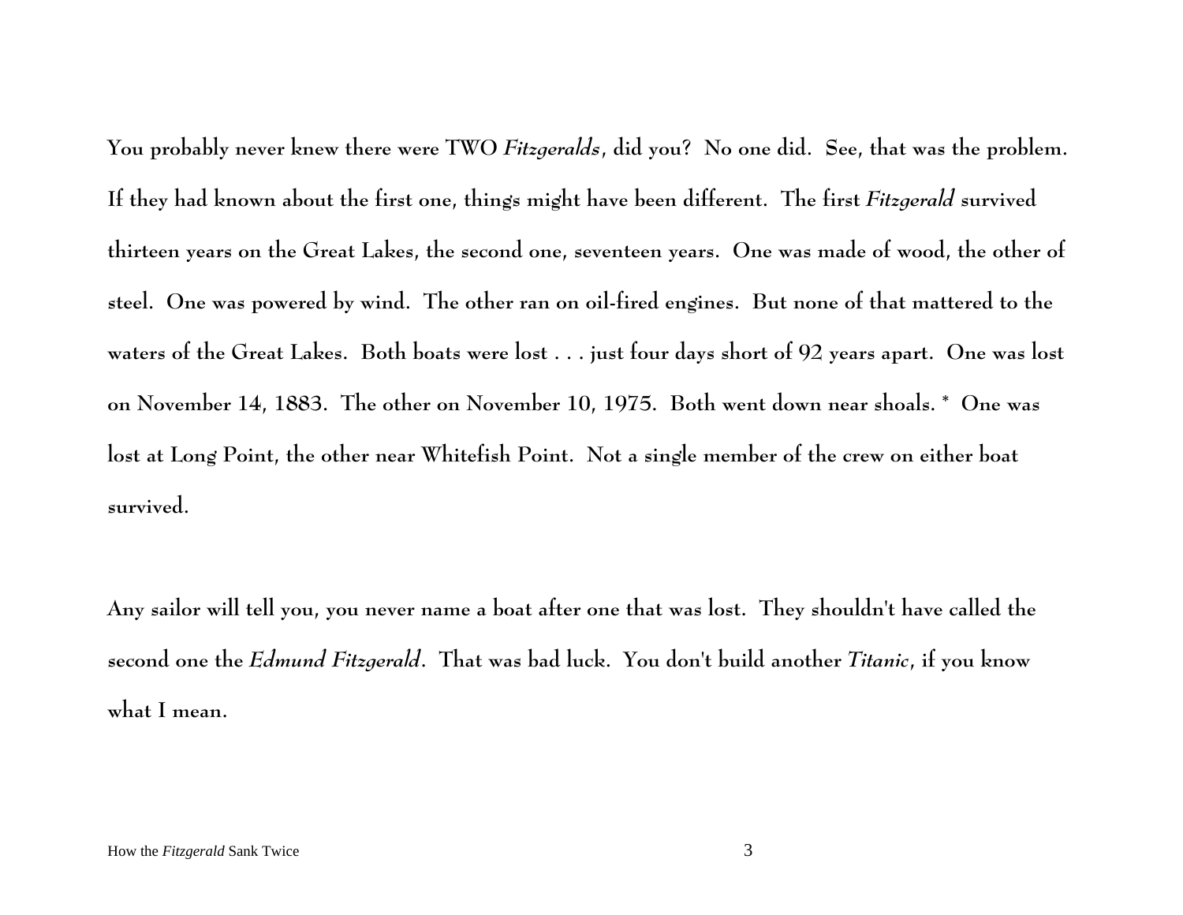You probably never knew there were TWO *Fitzgeralds*, did you? No one did. See, that was the problem. If they had known about the first one, things might have been different. The first *Fitzgerald* survived thirteen years on the Great Lakes, the second one, seventeen years. One was made of wood, the other of steel. One was powered by wind. The other ran on oil-fired engines. But none of that mattered to the waters of the Great Lakes. Both boats were lost . . . just four days short of 92 years apart. One was lost on November 14, 1883. The other on November 10, 1975. Both went down near shoals. * One was lost at Long Point, the other near Whitefish Point. Not a single member of the crew on either boat survived.

Any sailor will tell you, you never name a boat after one that was lost. They shouldn't have called the second one the *Edmund Fitzgerald*. That was bad luck. You don't build another *Titanic*, if you know what I mean.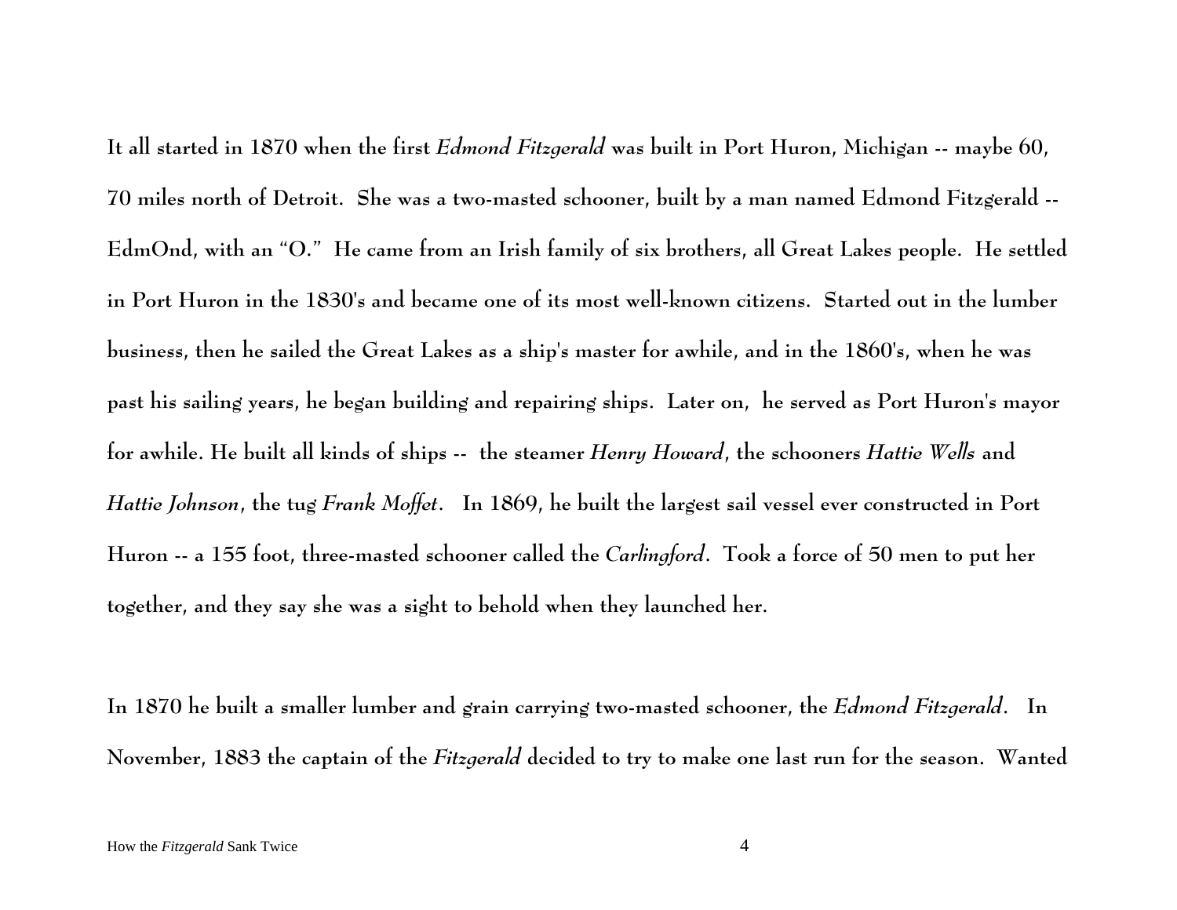It all started in 1870 when the first *Edmond Fitzgerald* was built in Port Huron, Michigan -- maybe 60, 70 miles north of Detroit. She was a two-masted schooner, built by a man named Edmond Fitzgerald -- EdmOnd, with an "O." He came from an Irish family of six brothers, all Great Lakes people. He settled in Port Huron in the 1830's and became one of its most well-known citizens. Started out in the lumber business, then he sailed the Great Lakes as a ship's master for awhile, and in the 1860's, when he was past his sailing years, he began building and repairing ships. Later on, he served as Port Huron's mayor for awhile. He built all kinds of ships -- the steamer *Henry Howard*, the schooners *Hattie Wells* and *Hattie Johnson*, the tug *Frank Moffet*. In 1869, he built the largest sail vessel ever constructed in Port Huron -- a 155 foot, three-masted schooner called the *Carlingford*. Took a force of 50 men to put her together, and they say she was a sight to behold when they launched her.

In 1870 he built a smaller lumber and grain carrying two-masted schooner, the *Edmond Fitzgerald*. In November, 1883 the captain of the *Fitzgerald* decided to try to make one last run for the season. Wanted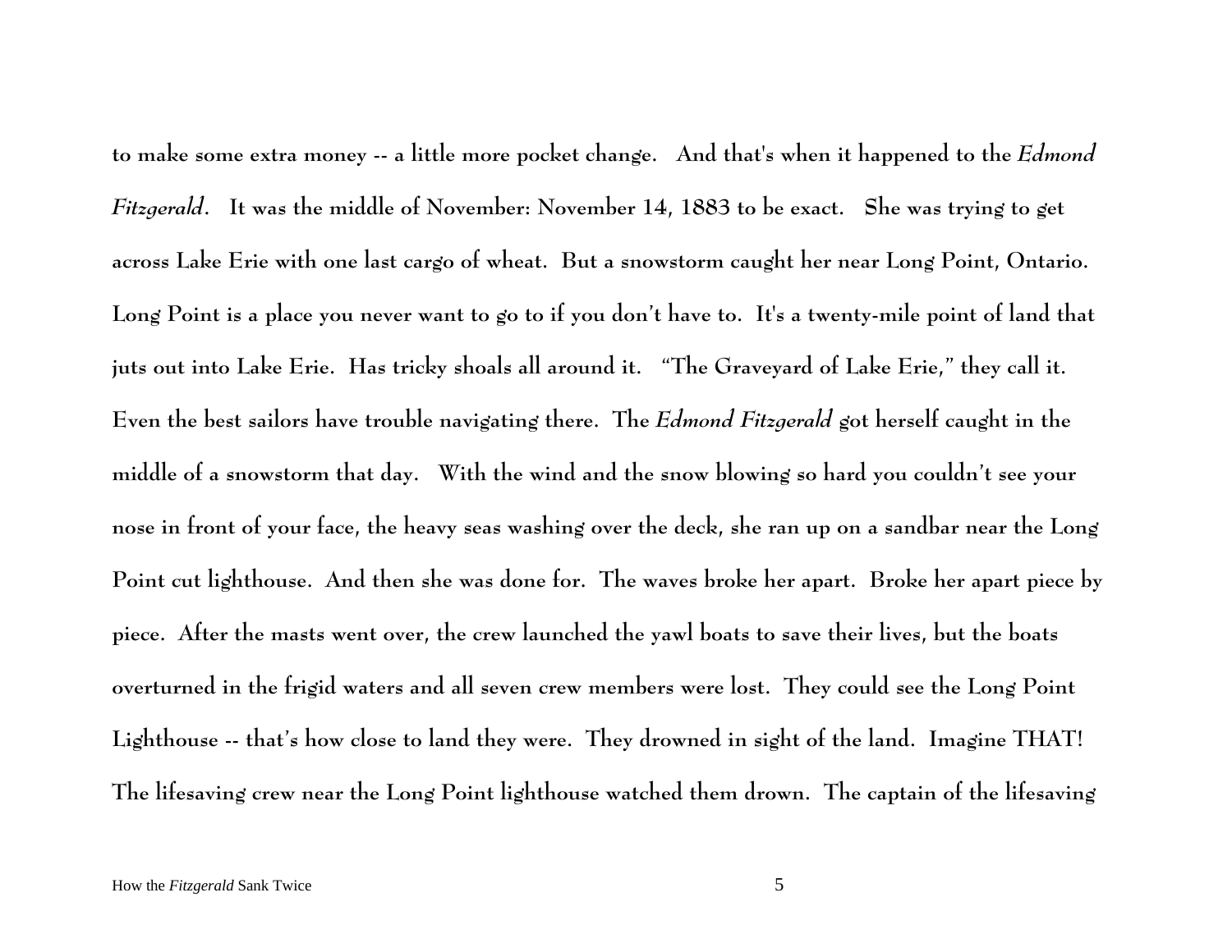to make some extra money -- a little more pocket change. And that's when it happened to the *Edmond Fitzgerald*. It was the middle of November: November 14, 1883 to be exact. She was trying to get across Lake Erie with one last cargo of wheat. But a snowstorm caught her near Long Point, Ontario. Long Point is a place you never want to go to if you don't have to. It's a twenty-mile point of land that juts out into Lake Erie. Has tricky shoals all around it. "The Graveyard of Lake Erie," they call it. Even the best sailors have trouble navigating there. The *Edmond Fitzgerald* got herself caught in the middle of a snowstorm that day. With the wind and the snow blowing so hard you couldn't see your nose in front of your face, the heavy seas washing over the deck, she ran up on a sandbar near the Long Point cut lighthouse. And then she was done for. The waves broke her apart. Broke her apart piece by piece. After the masts went over, the crew launched the yawl boats to save their lives, but the boats overturned in the frigid waters and all seven crew members were lost. They could see the Long Point Lighthouse -- that's how close to land they were. They drowned in sight of the land. Imagine THAT! The lifesaving crew near the Long Point lighthouse watched them drown. The captain of the lifesaving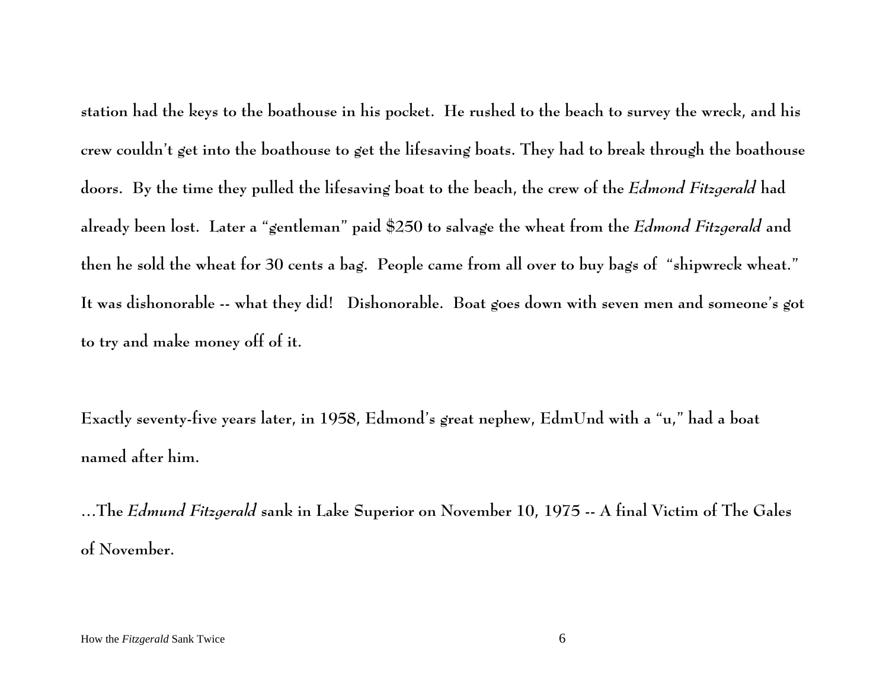station had the keys to the boathouse in his pocket. He rushed to the beach to survey the wreck, and his crew couldn't get into the boathouse to get the lifesaving boats. They had to break through the boathouse doors. By the time they pulled the lifesaving boat to the beach, the crew of the *Edmond Fitzgerald* had already been lost. Later a "gentleman" paid $250 to salvage the wheat from the *Edmond Fitzgerald* and then he sold the wheat for 30 cents a bag. People came from all over to buy bags of "shipwreck wheat." It was dishonorable -- what they did! Dishonorable. Boat goes down with seven men and someone's got to try and make money off of it.

Exactly seventy-five years later, in 1958, Edmond's great nephew, EdmUnd with a "u," had a boat named after him.

...The *Edmund Fitzgerald* sank in Lake Superior on November 10, 1975 -- A final Victim of The Gales of November.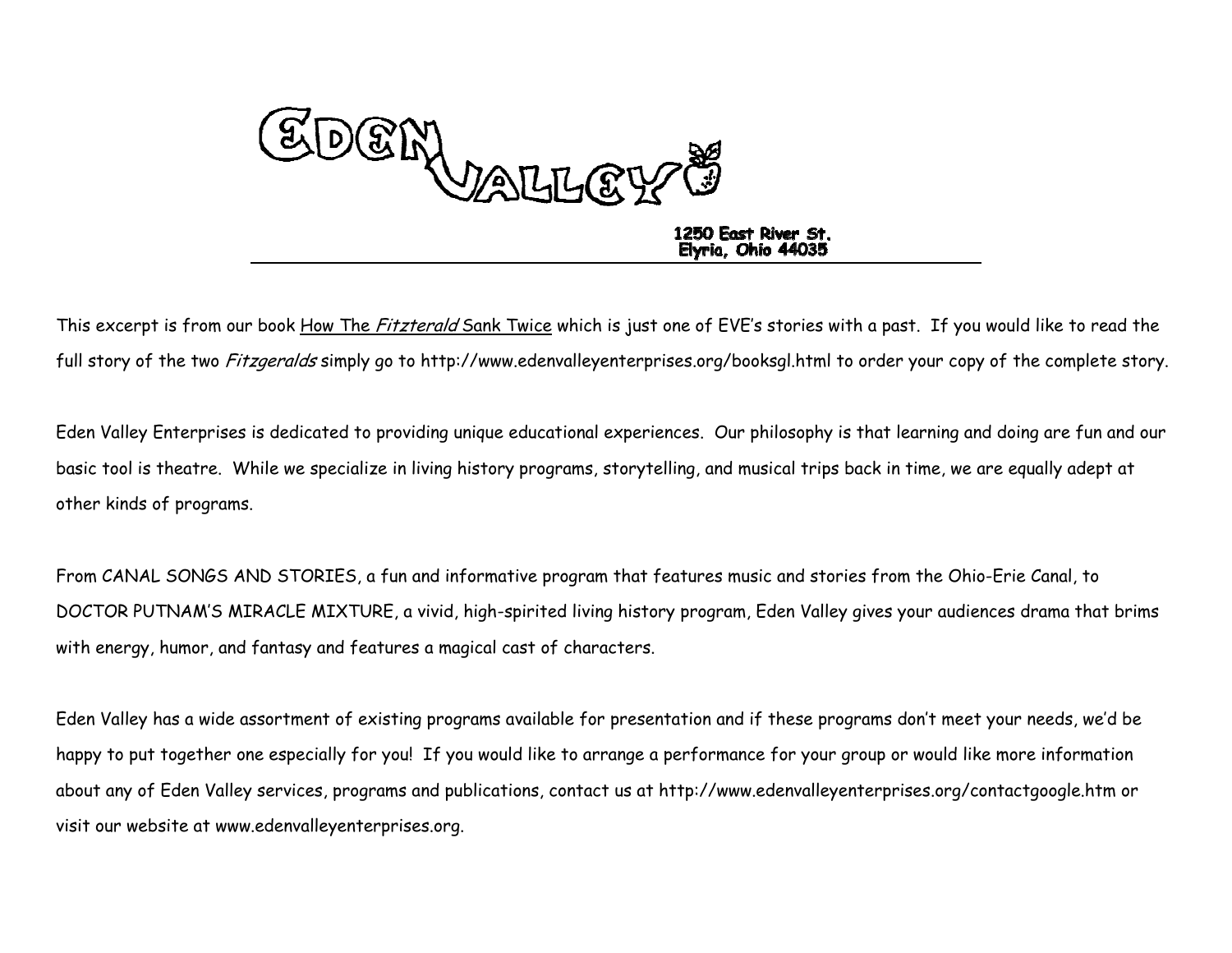# EDEN VALLEY

1250 East River St.
Elyria, Ohio 44035

---

This excerpt is from our book How The *Fitzterald* Sank Twice which is just one of EVE's stories with a past. If you would like to read the full story of the two *Fitzgeralds* simply go to http://www.edenvalleyenterprises.org/booksgl.html to order your copy of the complete story.

Eden Valley Enterprises is dedicated to providing unique educational experiences. Our philosophy is that learning and doing are fun and our basic tool is theatre. While we specialize in living history programs, storytelling, and musical trips back in time, we are equally adept at other kinds of programs.

From CANAL SONGS AND STORIES, a fun and informative program that features music and stories from the Ohio-Erie Canal, to DOCTOR PUTNAM'S MIRACLE MIXTURE, a vivid, high-spirited living history program, Eden Valley gives your audiences drama that brims with energy, humor, and fantasy and features a magical cast of characters.

Eden Valley has a wide assortment of existing programs available for presentation and if these programs don't meet your needs, we'd be happy to put together one especially for you! If you would like to arrange a performance for your group or would like more information about any of Eden Valley services, programs and publications, contact us at http://www.edenvalleyenterprises.org/contactgoogle.htm or visit our website at www.edenvalleyenterprises.org.